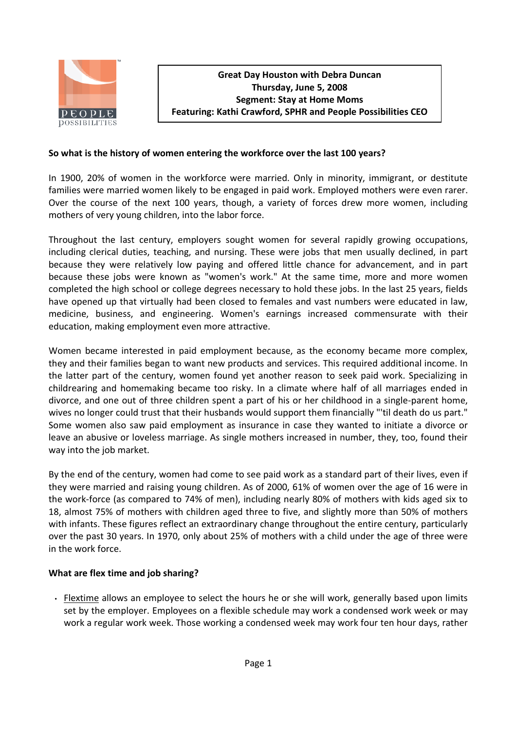**Great Day Houston with Debra Duncan**
**Thursday, June 5, 2008**
**Segment: Stay at Home Moms**
**Featuring: Kathi Crawford, SPHR and People Possibilities CEO**

**So what is the history of women entering the workforce over the last 100 years?**

In 1900, 20% of women in the workforce were married. Only in minority, immigrant, or destitute families were married women likely to be engaged in paid work. Employed mothers were even rarer. Over the course of the next 100 years, though, a variety of forces drew more women, including mothers of very young children, into the labor force.

Throughout the last century, employers sought women for several rapidly growing occupations, including clerical duties, teaching, and nursing. These were jobs that men usually declined, in part because they were relatively low paying and offered little chance for advancement, and in part because these jobs were known as "women's work." At the same time, more and more women completed the high school or college degrees necessary to hold these jobs. In the last 25 years, fields have opened up that virtually had been closed to females and vast numbers were educated in law, medicine, business, and engineering. Women's earnings increased commensurate with their education, making employment even more attractive.

Women became interested in paid employment because, as the economy became more complex, they and their families began to want new products and services. This required additional income. In the latter part of the century, women found yet another reason to seek paid work. Specializing in childrearing and homemaking became too risky. In a climate where half of all marriages ended in divorce, and one out of three children spent a part of his or her childhood in a single-parent home, wives no longer could trust that their husbands would support them financially "'til death do us part." Some women also saw paid employment as insurance in case they wanted to initiate a divorce or leave an abusive or loveless marriage. As single mothers increased in number, they, too, found their way into the job market.

By the end of the century, women had come to see paid work as a standard part of their lives, even if they were married and raising young children. As of 2000, 61% of women over the age of 16 were in the work-force (as compared to 74% of men), including nearly 80% of mothers with kids aged six to 18, almost 75% of mothers with children aged three to five, and slightly more than 50% of mothers with infants. These figures reflect an extraordinary change throughout the entire century, particularly over the past 30 years. In 1970, only about 25% of mothers with a child under the age of three were in the work force.

**What are flex time and job sharing?**

- Flextime allows an employee to select the hours he or she will work, generally based upon limits set by the employer. Employees on a flexible schedule may work a condensed work week or may work a regular work week. Those working a condensed week may work four ten hour days, rather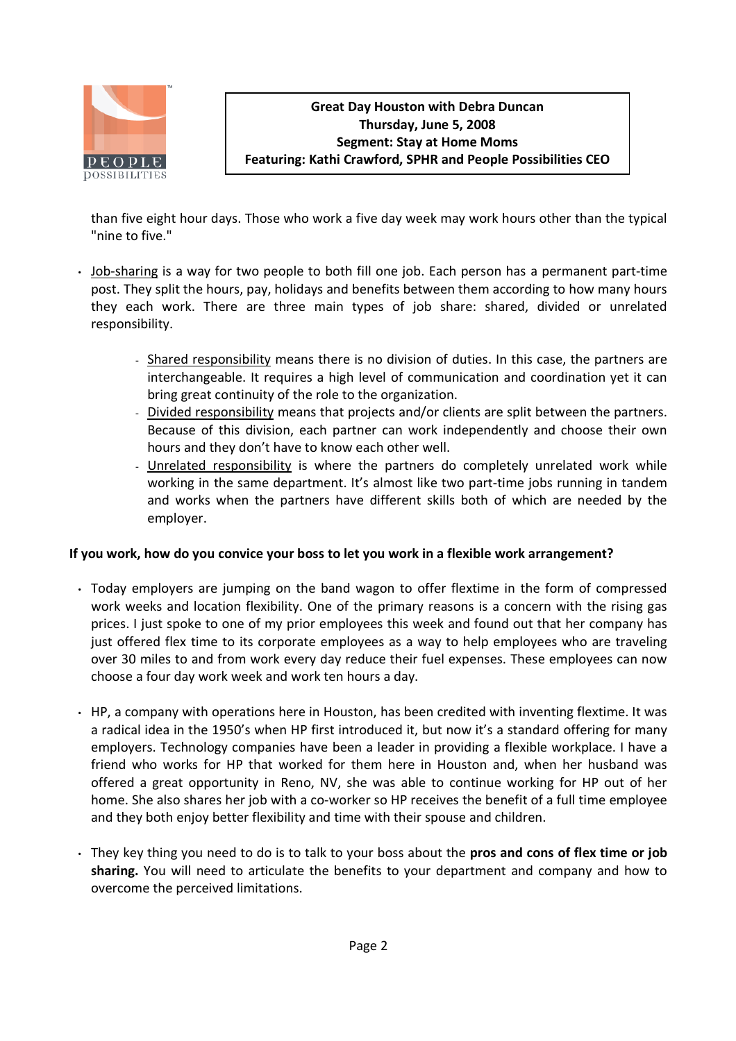than five eight hour days. Those who work a five day week may work hours other than the typical "nine to five."

- Job-sharing is a way for two people to both fill one job. Each person has a permanent part-time post. They split the hours, pay, holidays and benefits between them according to how many hours they each work. There are three main types of job share: shared, divided or unrelated responsibility.
    - Shared responsibility means there is no division of duties. In this case, the partners are interchangeable. It requires a high level of communication and coordination yet it can bring great continuity of the role to the organization.
    - Divided responsibility means that projects and/or clients are split between the partners. Because of this division, each partner can work independently and choose their own hours and they don't have to know each other well.
    - Unrelated responsibility is where the partners do completely unrelated work while working in the same department. It's almost like two part-time jobs running in tandem and works when the partners have different skills both of which are needed by the employer.

**If you work, how do you convice your boss to let you work in a flexible work arrangement?**

- Today employers are jumping on the band wagon to offer flextime in the form of compressed work weeks and location flexibility. One of the primary reasons is a concern with the rising gas prices. I just spoke to one of my prior employees this week and found out that her company has just offered flex time to its corporate employees as a way to help employees who are traveling over 30 miles to and from work every day reduce their fuel expenses. These employees can now choose a four day work week and work ten hours a day.

- HP, a company with operations here in Houston, has been credited with inventing flextime. It was a radical idea in the 1950's when HP first introduced it, but now it's a standard offering for many employers. Technology companies have been a leader in providing a flexible workplace. I have a friend who works for HP that worked for them here in Houston and, when her husband was offered a great opportunity in Reno, NV, she was able to continue working for HP out of her home. She also shares her job with a co-worker so HP receives the benefit of a full time employee and they both enjoy better flexibility and time with their spouse and children.

- They key thing you need to do is to talk to your boss about the **pros and cons of flex time or job sharing.** You will need to articulate the benefits to your department and company and how to overcome the perceived limitations.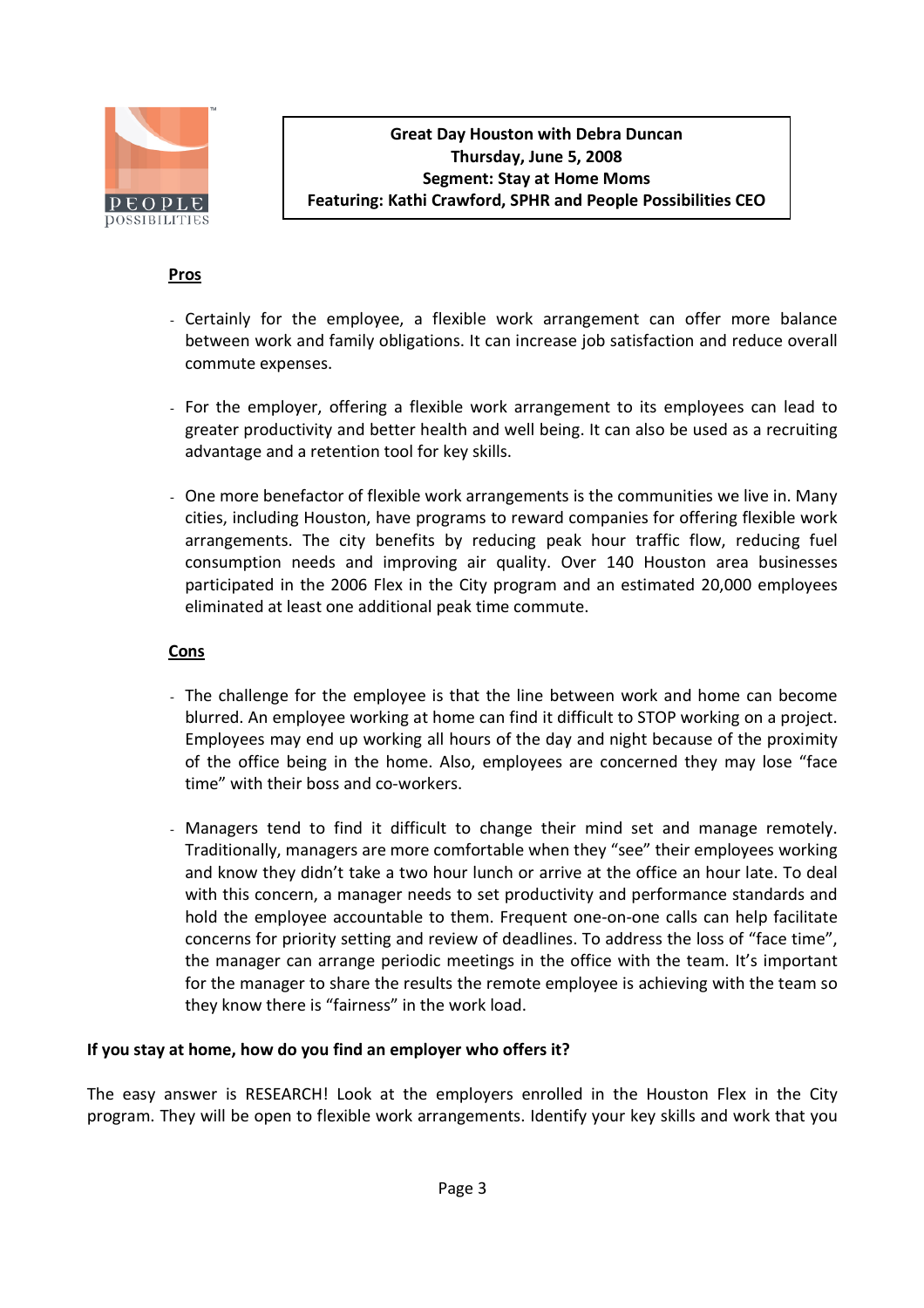**Pros**

- Certainly for the employee, a flexible work arrangement can offer more balance between work and family obligations. It can increase job satisfaction and reduce overall commute expenses.

- For the employer, offering a flexible work arrangement to its employees can lead to greater productivity and better health and well being. It can also be used as a recruiting advantage and a retention tool for key skills.

- One more benefactor of flexible work arrangements is the communities we live in. Many cities, including Houston, have programs to reward companies for offering flexible work arrangements. The city benefits by reducing peak hour traffic flow, reducing fuel consumption needs and improving air quality. Over 140 Houston area businesses participated in the 2006 Flex in the City program and an estimated 20,000 employees eliminated at least one additional peak time commute.

**Cons**

- The challenge for the employee is that the line between work and home can become blurred. An employee working at home can find it difficult to STOP working on a project. Employees may end up working all hours of the day and night because of the proximity of the office being in the home. Also, employees are concerned they may lose "face time" with their boss and co-workers.

- Managers tend to find it difficult to change their mind set and manage remotely. Traditionally, managers are more comfortable when they "see" their employees working and know they didn't take a two hour lunch or arrive at the office an hour late. To deal with this concern, a manager needs to set productivity and performance standards and hold the employee accountable to them. Frequent one-on-one calls can help facilitate concerns for priority setting and review of deadlines. To address the loss of "face time", the manager can arrange periodic meetings in the office with the team. It's important for the manager to share the results the remote employee is achieving with the team so they know there is "fairness" in the work load.

**If you stay at home, how do you find an employer who offers it?**

The easy answer is RESEARCH! Look at the employers enrolled in the Houston Flex in the City program. They will be open to flexible work arrangements. Identify your key skills and work that you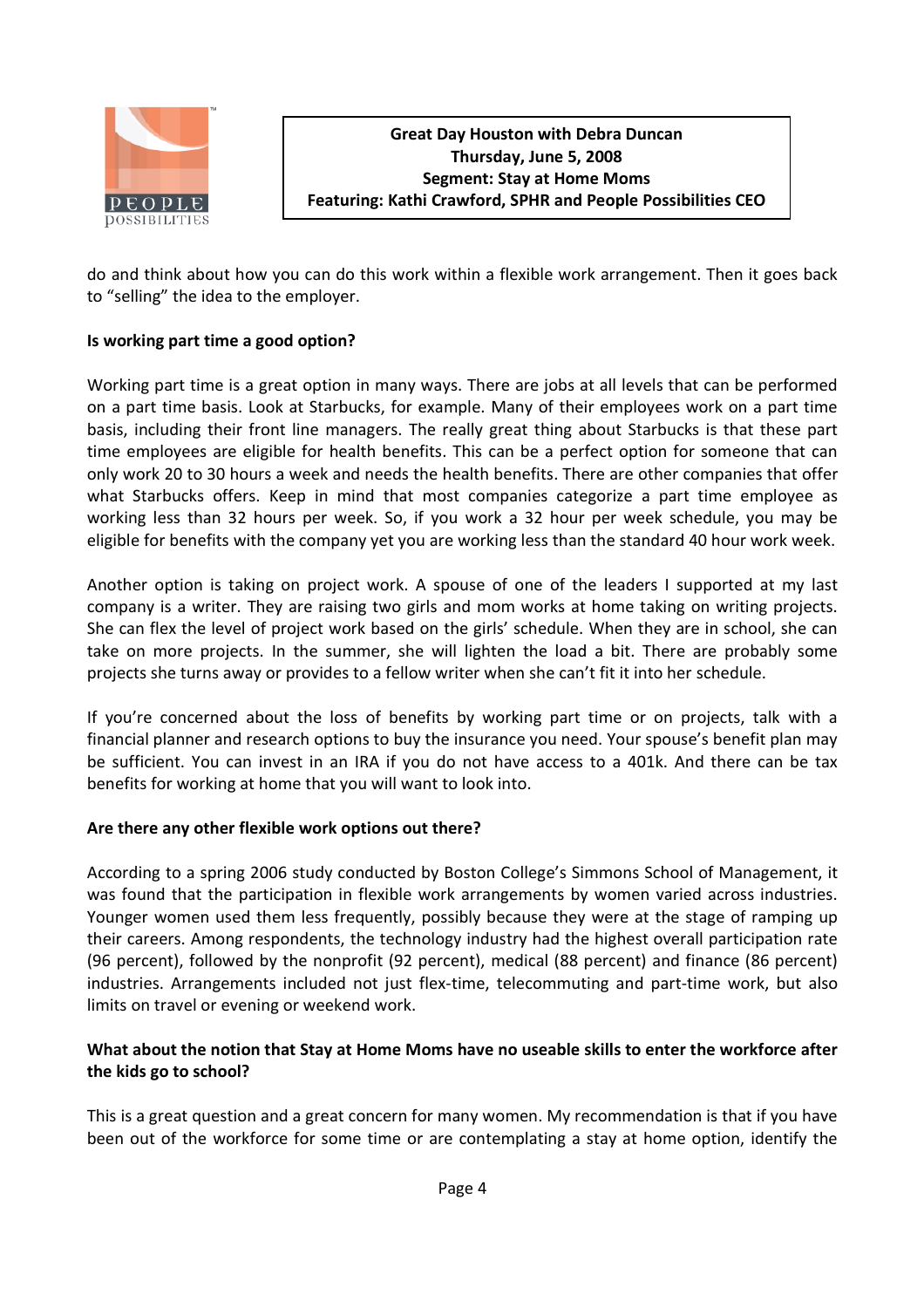do and think about how you can do this work within a flexible work arrangement. Then it goes back to "selling" the idea to the employer.

**Is working part time a good option?**

Working part time is a great option in many ways. There are jobs at all levels that can be performed on a part time basis. Look at Starbucks, for example. Many of their employees work on a part time basis, including their front line managers. The really great thing about Starbucks is that these part time employees are eligible for health benefits. This can be a perfect option for someone that can only work 20 to 30 hours a week and needs the health benefits. There are other companies that offer what Starbucks offers. Keep in mind that most companies categorize a part time employee as working less than 32 hours per week. So, if you work a 32 hour per week schedule, you may be eligible for benefits with the company yet you are working less than the standard 40 hour work week.

Another option is taking on project work. A spouse of one of the leaders I supported at my last company is a writer. They are raising two girls and mom works at home taking on writing projects. She can flex the level of project work based on the girls' schedule. When they are in school, she can take on more projects. In the summer, she will lighten the load a bit. There are probably some projects she turns away or provides to a fellow writer when she can't fit it into her schedule.

If you're concerned about the loss of benefits by working part time or on projects, talk with a financial planner and research options to buy the insurance you need. Your spouse's benefit plan may be sufficient. You can invest in an IRA if you do not have access to a 401k. And there can be tax benefits for working at home that you will want to look into.

**Are there any other flexible work options out there?**

According to a spring 2006 study conducted by Boston College's Simmons School of Management, it was found that the participation in flexible work arrangements by women varied across industries. Younger women used them less frequently, possibly because they were at the stage of ramping up their careers. Among respondents, the technology industry had the highest overall participation rate (96 percent), followed by the nonprofit (92 percent), medical (88 percent) and finance (86 percent) industries. Arrangements included not just flex-time, telecommuting and part-time work, but also limits on travel or evening or weekend work.

**What about the notion that Stay at Home Moms have no useable skills to enter the workforce after the kids go to school?**

This is a great question and a great concern for many women. My recommendation is that if you have been out of the workforce for some time or are contemplating a stay at home option, identify the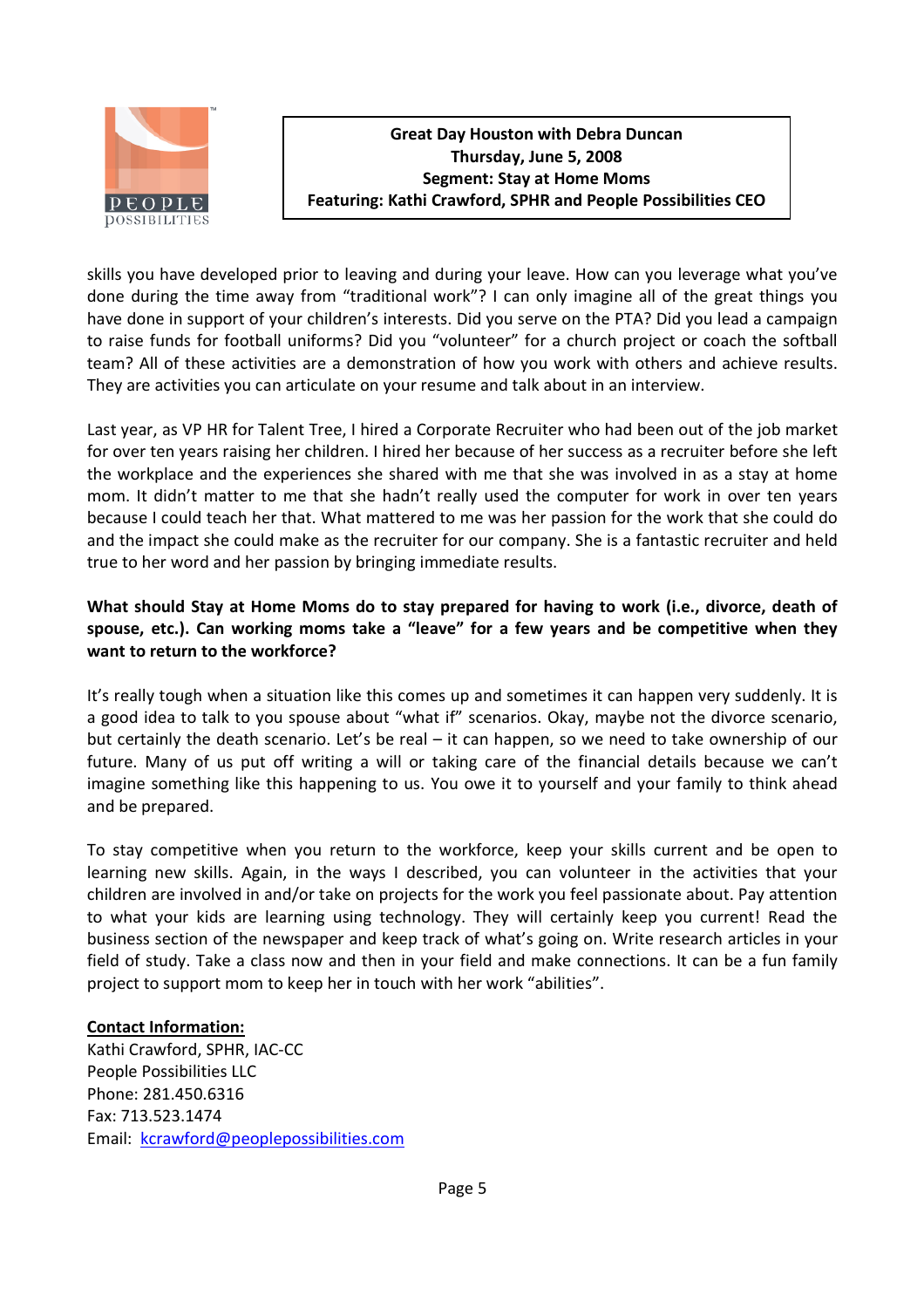skills you have developed prior to leaving and during your leave. How can you leverage what you've done during the time away from "traditional work"? I can only imagine all of the great things you have done in support of your children's interests. Did you serve on the PTA? Did you lead a campaign to raise funds for football uniforms? Did you "volunteer" for a church project or coach the softball team? All of these activities are a demonstration of how you work with others and achieve results. They are activities you can articulate on your resume and talk about in an interview.

Last year, as VP HR for Talent Tree, I hired a Corporate Recruiter who had been out of the job market for over ten years raising her children. I hired her because of her success as a recruiter before she left the workplace and the experiences she shared with me that she was involved in as a stay at home mom. It didn't matter to me that she hadn't really used the computer for work in over ten years because I could teach her that. What mattered to me was her passion for the work that she could do and the impact she could make as the recruiter for our company. She is a fantastic recruiter and held true to her word and her passion by bringing immediate results.

**What should Stay at Home Moms do to stay prepared for having to work (i.e., divorce, death of spouse, etc.). Can working moms take a "leave" for a few years and be competitive when they want to return to the workforce?**

It's really tough when a situation like this comes up and sometimes it can happen very suddenly. It is a good idea to talk to you spouse about "what if" scenarios. Okay, maybe not the divorce scenario, but certainly the death scenario. Let's be real – it can happen, so we need to take ownership of our future. Many of us put off writing a will or taking care of the financial details because we can't imagine something like this happening to us. You owe it to yourself and your family to think ahead and be prepared.

To stay competitive when you return to the workforce, keep your skills current and be open to learning new skills. Again, in the ways I described, you can volunteer in the activities that your children are involved in and/or take on projects for the work you feel passionate about. Pay attention to what your kids are learning using technology. They will certainly keep you current! Read the business section of the newspaper and keep track of what's going on. Write research articles in your field of study. Take a class now and then in your field and make connections. It can be a fun family project to support mom to keep her in touch with her work "abilities".

**Contact Information:**

Kathi Crawford, SPHR, IAC-CC
People Possibilities LLC
Phone: 281.450.6316
Fax: 713.523.1474
Email: kcrawford@peoplepossibilities.com